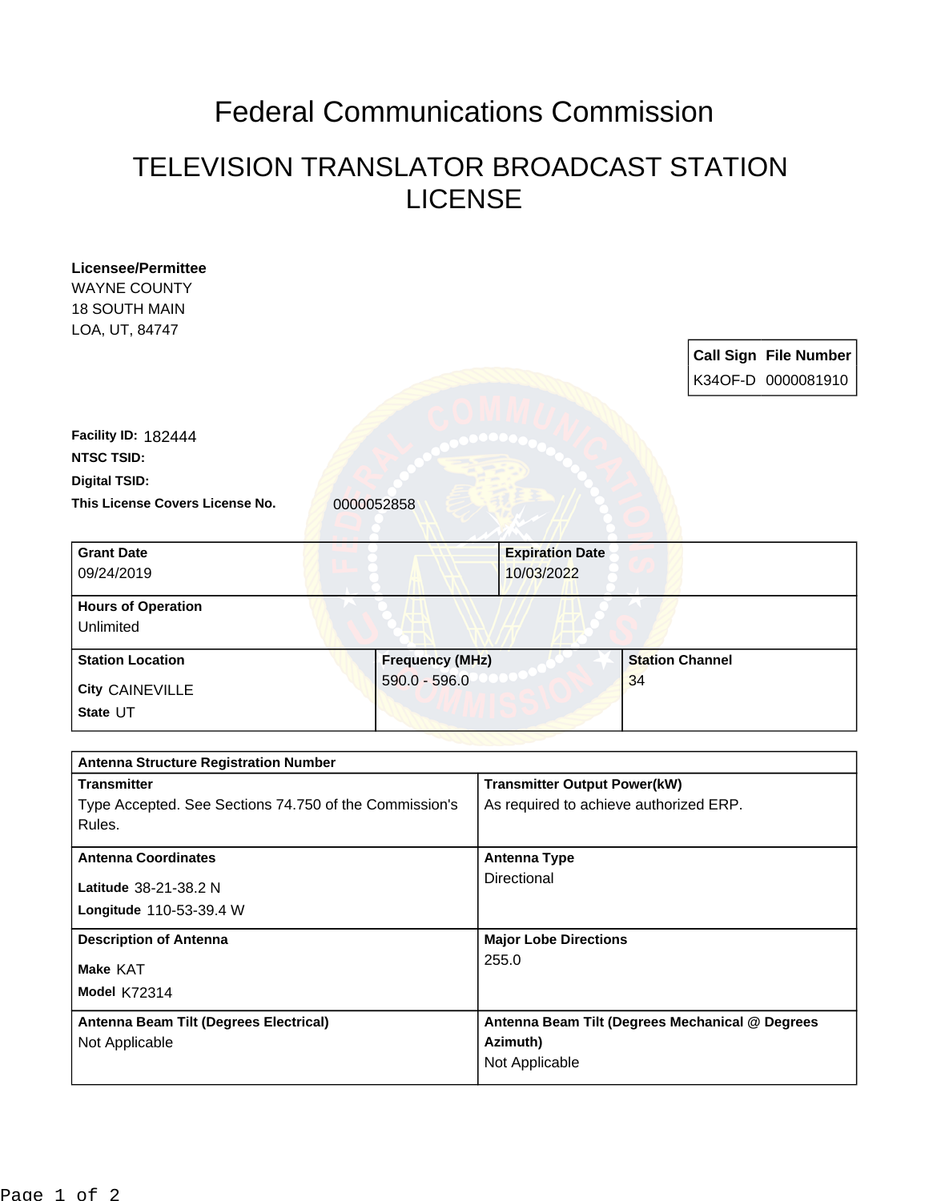# Federal Communications Commission

## TELEVISION TRANSLATOR BROADCAST STATION LICENSE

**Licensee/Permittee**
WAYNE COUNTY
18 SOUTH MAIN
LOA, UT, 84747

| Call Sign | File Number |
|---|---|
| K34OF-D | 0000081910 |

**Facility ID:** 182444
**NTSC TSID:**
**Digital TSID:**
**This License Covers License No.** 0000052858

| Grant Date | Expiration Date |
|---|---|
| 09/24/2019 | 10/03/2022 |

| Hours of Operation |
|---|
| Unlimited |

| Station Location | Frequency (MHz) | Station Channel |
|---|---|---|
| City CAINEVILLE<br>State UT | 590.0 - 596.0 | 34 |

| Antenna Structure Registration Number | |
|---|---|
| **Transmitter**<br>Type Accepted. See Sections 74.750 of the Commission's Rules. | **Transmitter Output Power(kW)**<br>As required to achieve authorized ERP. |
| **Antenna Coordinates**<br>Latitude 38-21-38.2 N<br>Longitude 110-53-39.4 W | **Antenna Type**<br>Directional |
| **Description of Antenna**<br>Make KAT<br>Model K72314 | **Major Lobe Directions**<br>255.0 |
| **Antenna Beam Tilt (Degrees Electrical)**<br>Not Applicable | **Antenna Beam Tilt (Degrees Mechanical @ Degrees Azimuth)**<br>Not Applicable |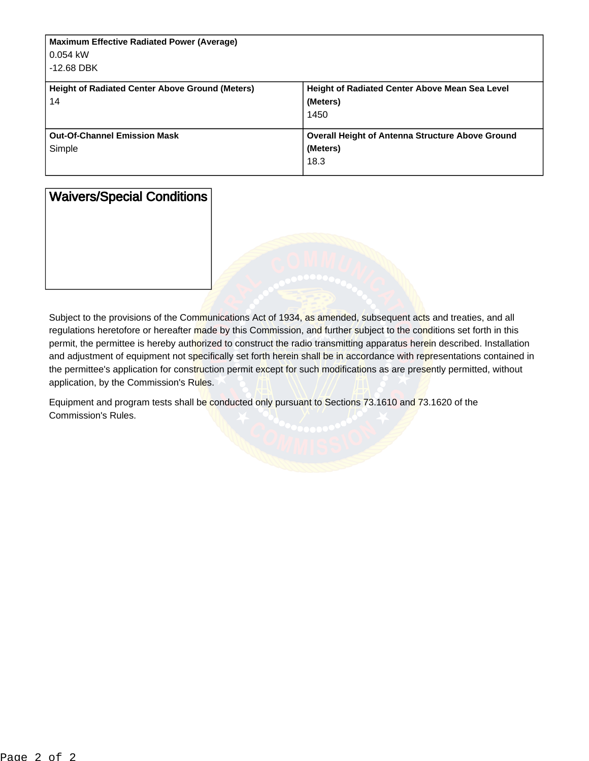| Maximum Effective Radiated Power (Average) | |
| --- | --- |
| 0.054 kW<br>-12.68 DBK | |
| **Height of Radiated Center Above Ground (Meters)**<br>14 | **Height of Radiated Center Above Mean Sea Level (Meters)**<br>1450 |
| **Out-Of-Channel Emission Mask**<br>Simple | **Overall Height of Antenna Structure Above Ground (Meters)**<br>18.3 |

## Waivers/Special Conditions

Subject to the provisions of the Communications Act of 1934, as amended, subsequent acts and treaties, and all regulations heretofore or hereafter made by this Commission, and further subject to the conditions set forth in this permit, the permittee is hereby authorized to construct the radio transmitting apparatus herein described. Installation and adjustment of equipment not specifically set forth herein shall be in accordance with representations contained in the permittee's application for construction permit except for such modifications as are presently permitted, without application, by the Commission's Rules.

Equipment and program tests shall be conducted only pursuant to Sections 73.1610 and 73.1620 of the Commission's Rules.